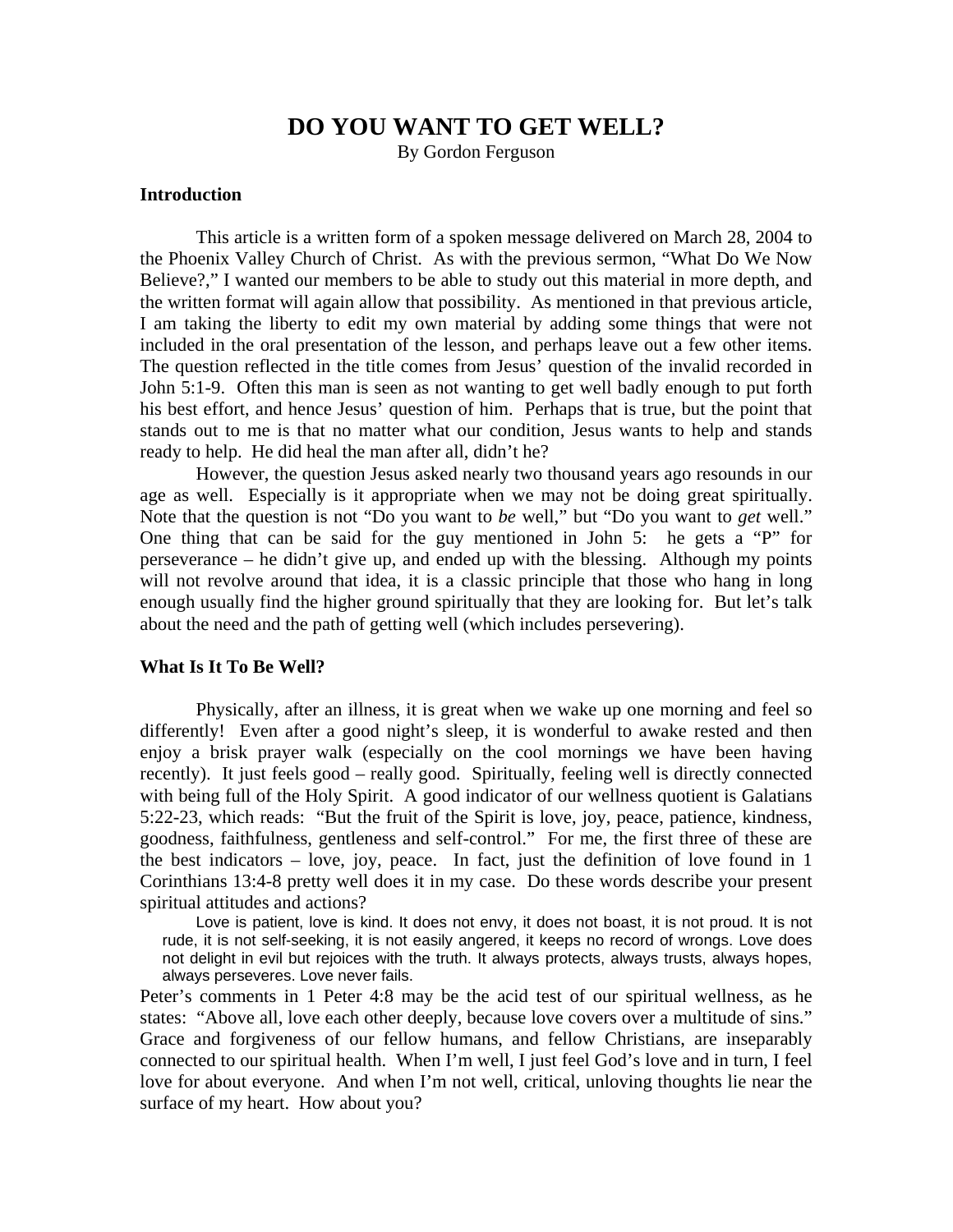# DO YOU WANT TO GET WELL?

By Gordon Ferguson

### Introduction

This article is a written form of a spoken message delivered on March 28, 2004 to the Phoenix Valley Church of Christ. As with the previous sermon, "What Do We Now Believe?," I wanted our members to be able to study out this material in more depth, and the written format will again allow that possibility. As mentioned in that previous article, I am taking the liberty to edit my own material by adding some things that were not included in the oral presentation of the lesson, and perhaps leave out a few other items. The question reflected in the title comes from Jesus' question of the invalid recorded in John 5:1-9. Often this man is seen as not wanting to get well badly enough to put forth his best effort, and hence Jesus' question of him. Perhaps that is true, but the point that stands out to me is that no matter what our condition, Jesus wants to help and stands ready to help. He did heal the man after all, didn't he?

However, the question Jesus asked nearly two thousand years ago resounds in our age as well. Especially is it appropriate when we may not be doing great spiritually. Note that the question is not "Do you want to *be* well," but "Do you want to *get* well." One thing that can be said for the guy mentioned in John 5: he gets a "P" for perseverance – he didn't give up, and ended up with the blessing. Although my points will not revolve around that idea, it is a classic principle that those who hang in long enough usually find the higher ground spiritually that they are looking for. But let's talk about the need and the path of getting well (which includes persevering).

### What Is It To Be Well?

Physically, after an illness, it is great when we wake up one morning and feel so differently! Even after a good night's sleep, it is wonderful to awake rested and then enjoy a brisk prayer walk (especially on the cool mornings we have been having recently). It just feels good – really good. Spiritually, feeling well is directly connected with being full of the Holy Spirit. A good indicator of our wellness quotient is Galatians 5:22-23, which reads: "But the fruit of the Spirit is love, joy, peace, patience, kindness, goodness, faithfulness, gentleness and self-control." For me, the first three of these are the best indicators – love, joy, peace. In fact, just the definition of love found in 1 Corinthians 13:4-8 pretty well does it in my case. Do these words describe your present spiritual attitudes and actions?

> Love is patient, love is kind. It does not envy, it does not boast, it is not proud. It is not rude, it is not self-seeking, it is not easily angered, it keeps no record of wrongs. Love does not delight in evil but rejoices with the truth. It always protects, always trusts, always hopes, always perseveres. Love never fails.

Peter's comments in 1 Peter 4:8 may be the acid test of our spiritual wellness, as he states: "Above all, love each other deeply, because love covers over a multitude of sins." Grace and forgiveness of our fellow humans, and fellow Christians, are inseparably connected to our spiritual health. When I'm well, I just feel God's love and in turn, I feel love for about everyone. And when I'm not well, critical, unloving thoughts lie near the surface of my heart. How about you?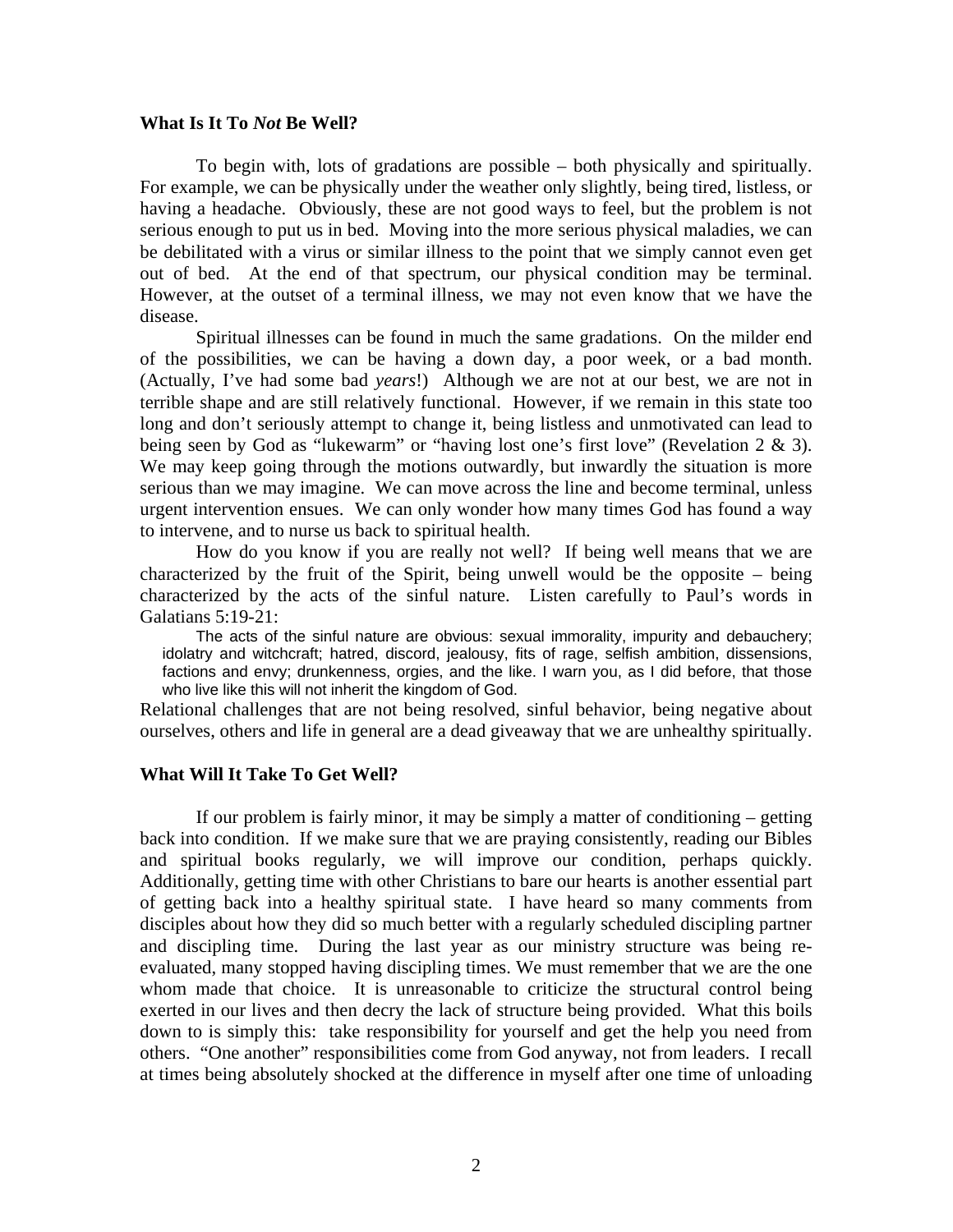### What Is It To *Not* Be Well?

To begin with, lots of gradations are possible – both physically and spiritually. For example, we can be physically under the weather only slightly, being tired, listless, or having a headache. Obviously, these are not good ways to feel, but the problem is not serious enough to put us in bed. Moving into the more serious physical maladies, we can be debilitated with a virus or similar illness to the point that we simply cannot even get out of bed. At the end of that spectrum, our physical condition may be terminal. However, at the outset of a terminal illness, we may not even know that we have the disease.

Spiritual illnesses can be found in much the same gradations. On the milder end of the possibilities, we can be having a down day, a poor week, or a bad month. (Actually, I've had some bad *years*!) Although we are not at our best, we are not in terrible shape and are still relatively functional. However, if we remain in this state too long and don't seriously attempt to change it, being listless and unmotivated can lead to being seen by God as "lukewarm" or "having lost one's first love" (Revelation 2 & 3). We may keep going through the motions outwardly, but inwardly the situation is more serious than we may imagine. We can move across the line and become terminal, unless urgent intervention ensues. We can only wonder how many times God has found a way to intervene, and to nurse us back to spiritual health.

How do you know if you are really not well? If being well means that we are characterized by the fruit of the Spirit, being unwell would be the opposite – being characterized by the acts of the sinful nature. Listen carefully to Paul's words in Galatians 5:19-21:

> The acts of the sinful nature are obvious: sexual immorality, impurity and debauchery; idolatry and witchcraft; hatred, discord, jealousy, fits of rage, selfish ambition, dissensions, factions and envy; drunkenness, orgies, and the like. I warn you, as I did before, that those who live like this will not inherit the kingdom of God.

Relational challenges that are not being resolved, sinful behavior, being negative about ourselves, others and life in general are a dead giveaway that we are unhealthy spiritually.

### What Will It Take To Get Well?

If our problem is fairly minor, it may be simply a matter of conditioning – getting back into condition. If we make sure that we are praying consistently, reading our Bibles and spiritual books regularly, we will improve our condition, perhaps quickly. Additionally, getting time with other Christians to bare our hearts is another essential part of getting back into a healthy spiritual state. I have heard so many comments from disciples about how they did so much better with a regularly scheduled discipling partner and discipling time. During the last year as our ministry structure was being re-evaluated, many stopped having discipling times. We must remember that we are the one whom made that choice. It is unreasonable to criticize the structural control being exerted in our lives and then decry the lack of structure being provided. What this boils down to is simply this: take responsibility for yourself and get the help you need from others. "One another" responsibilities come from God anyway, not from leaders. I recall at times being absolutely shocked at the difference in myself after one time of unloading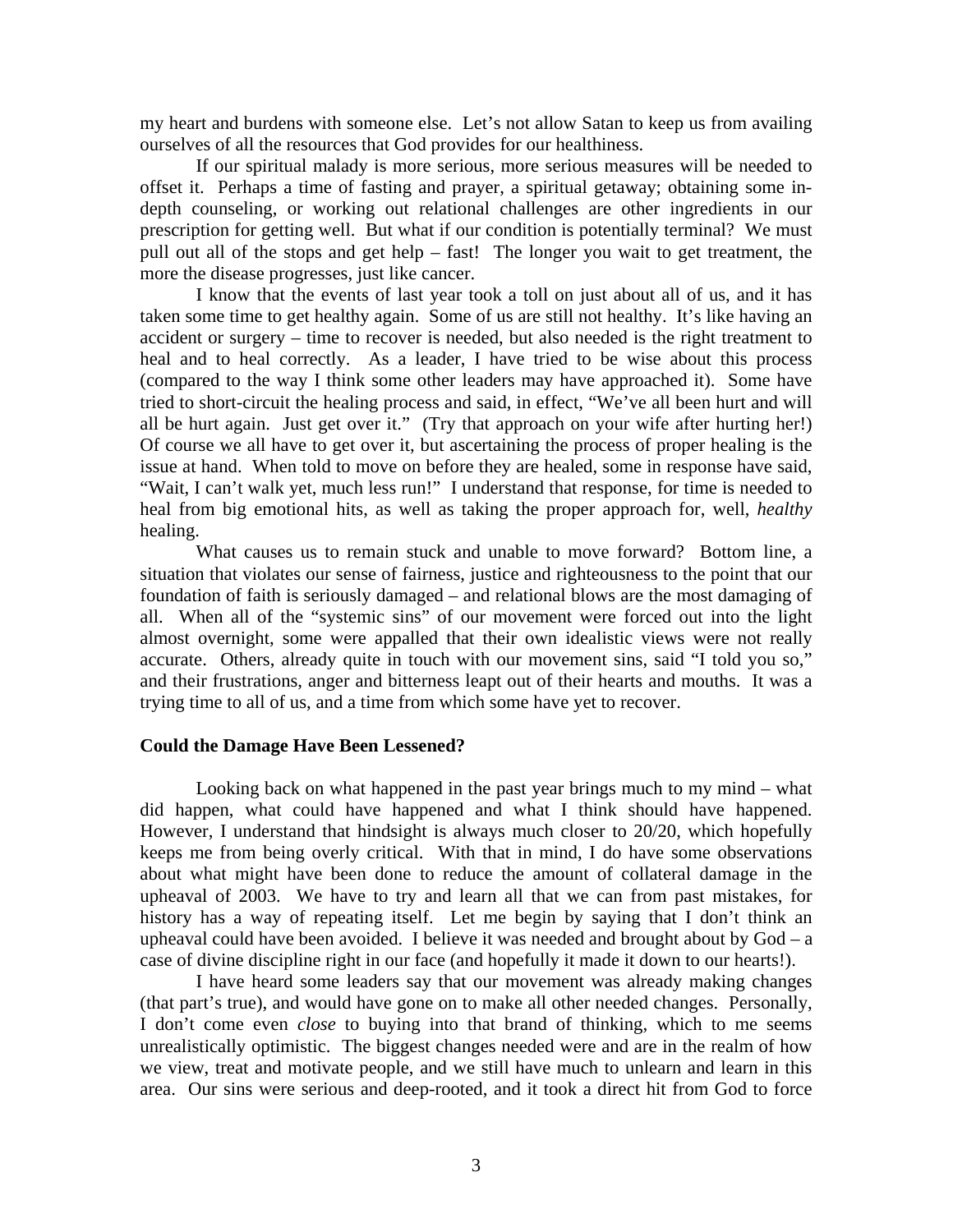my heart and burdens with someone else. Let's not allow Satan to keep us from availing ourselves of all the resources that God provides for our healthiness.

If our spiritual malady is more serious, more serious measures will be needed to offset it. Perhaps a time of fasting and prayer, a spiritual getaway; obtaining some in-depth counseling, or working out relational challenges are other ingredients in our prescription for getting well. But what if our condition is potentially terminal? We must pull out all of the stops and get help – fast! The longer you wait to get treatment, the more the disease progresses, just like cancer.

I know that the events of last year took a toll on just about all of us, and it has taken some time to get healthy again. Some of us are still not healthy. It's like having an accident or surgery – time to recover is needed, but also needed is the right treatment to heal and to heal correctly. As a leader, I have tried to be wise about this process (compared to the way I think some other leaders may have approached it). Some have tried to short-circuit the healing process and said, in effect, "We've all been hurt and will all be hurt again. Just get over it." (Try that approach on your wife after hurting her!) Of course we all have to get over it, but ascertaining the process of proper healing is the issue at hand. When told to move on before they are healed, some in response have said, "Wait, I can't walk yet, much less run!" I understand that response, for time is needed to heal from big emotional hits, as well as taking the proper approach for, well, *healthy* healing.

What causes us to remain stuck and unable to move forward? Bottom line, a situation that violates our sense of fairness, justice and righteousness to the point that our foundation of faith is seriously damaged – and relational blows are the most damaging of all. When all of the "systemic sins" of our movement were forced out into the light almost overnight, some were appalled that their own idealistic views were not really accurate. Others, already quite in touch with our movement sins, said "I told you so," and their frustrations, anger and bitterness leapt out of their hearts and mouths. It was a trying time to all of us, and a time from which some have yet to recover.

**Could the Damage Have Been Lessened?**

Looking back on what happened in the past year brings much to my mind – what did happen, what could have happened and what I think should have happened. However, I understand that hindsight is always much closer to 20/20, which hopefully keeps me from being overly critical. With that in mind, I do have some observations about what might have been done to reduce the amount of collateral damage in the upheaval of 2003. We have to try and learn all that we can from past mistakes, for history has a way of repeating itself. Let me begin by saying that I don't think an upheaval could have been avoided. I believe it was needed and brought about by God – a case of divine discipline right in our face (and hopefully it made it down to our hearts!).

I have heard some leaders say that our movement was already making changes (that part's true), and would have gone on to make all other needed changes. Personally, I don't come even *close* to buying into that brand of thinking, which to me seems unrealistically optimistic. The biggest changes needed were and are in the realm of how we view, treat and motivate people, and we still have much to unlearn and learn in this area. Our sins were serious and deep-rooted, and it took a direct hit from God to force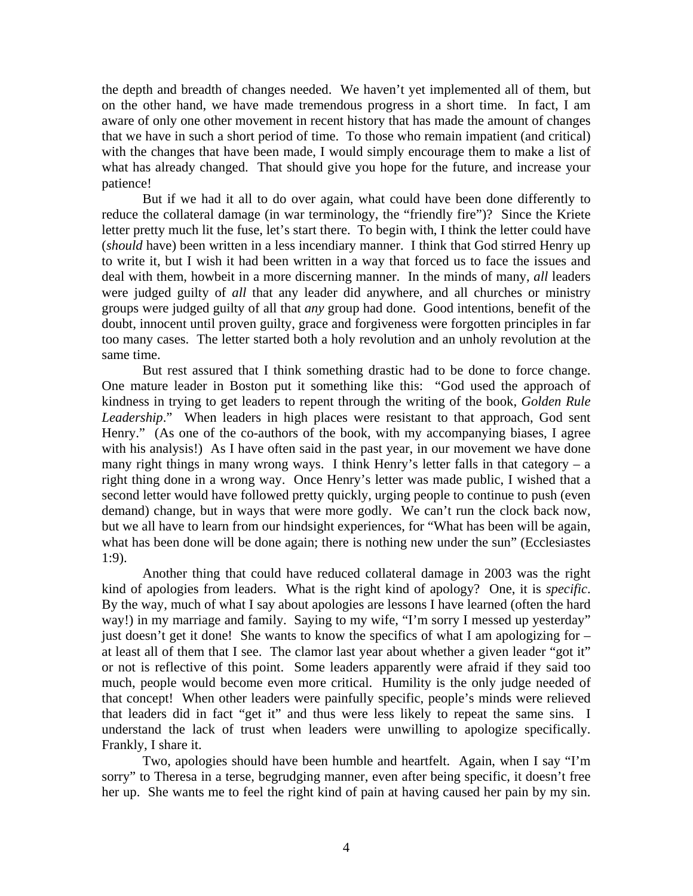the depth and breadth of changes needed. We haven't yet implemented all of them, but on the other hand, we have made tremendous progress in a short time. In fact, I am aware of only one other movement in recent history that has made the amount of changes that we have in such a short period of time. To those who remain impatient (and critical) with the changes that have been made, I would simply encourage them to make a list of what has already changed. That should give you hope for the future, and increase your patience!

But if we had it all to do over again, what could have been done differently to reduce the collateral damage (in war terminology, the "friendly fire")? Since the Kriete letter pretty much lit the fuse, let's start there. To begin with, I think the letter could have (*should* have) been written in a less incendiary manner. I think that God stirred Henry up to write it, but I wish it had been written in a way that forced us to face the issues and deal with them, howbeit in a more discerning manner. In the minds of many, *all* leaders were judged guilty of *all* that any leader did anywhere, and all churches or ministry groups were judged guilty of all that *any* group had done. Good intentions, benefit of the doubt, innocent until proven guilty, grace and forgiveness were forgotten principles in far too many cases. The letter started both a holy revolution and an unholy revolution at the same time.

But rest assured that I think something drastic had to be done to force change. One mature leader in Boston put it something like this: "God used the approach of kindness in trying to get leaders to repent through the writing of the book, *Golden Rule Leadership*." When leaders in high places were resistant to that approach, God sent Henry." (As one of the co-authors of the book, with my accompanying biases, I agree with his analysis!) As I have often said in the past year, in our movement we have done many right things in many wrong ways. I think Henry's letter falls in that category – a right thing done in a wrong way. Once Henry's letter was made public, I wished that a second letter would have followed pretty quickly, urging people to continue to push (even demand) change, but in ways that were more godly. We can't run the clock back now, but we all have to learn from our hindsight experiences, for "What has been will be again, what has been done will be done again; there is nothing new under the sun" (Ecclesiastes 1:9).

Another thing that could have reduced collateral damage in 2003 was the right kind of apologies from leaders. What is the right kind of apology? One, it is *specific*. By the way, much of what I say about apologies are lessons I have learned (often the hard way!) in my marriage and family. Saying to my wife, "I'm sorry I messed up yesterday" just doesn't get it done! She wants to know the specifics of what I am apologizing for – at least all of them that I see. The clamor last year about whether a given leader "got it" or not is reflective of this point. Some leaders apparently were afraid if they said too much, people would become even more critical. Humility is the only judge needed of that concept! When other leaders were painfully specific, people's minds were relieved that leaders did in fact "get it" and thus were less likely to repeat the same sins. I understand the lack of trust when leaders were unwilling to apologize specifically. Frankly, I share it.

Two, apologies should have been humble and heartfelt. Again, when I say "I'm sorry" to Theresa in a terse, begrudging manner, even after being specific, it doesn't free her up. She wants me to feel the right kind of pain at having caused her pain by my sin.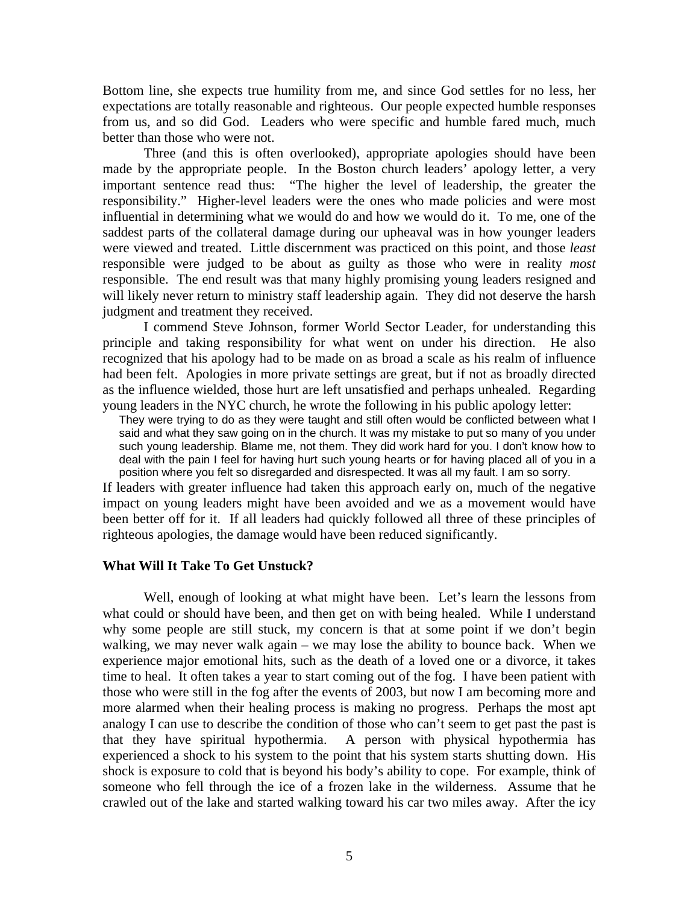Bottom line, she expects true humility from me, and since God settles for no less, her expectations are totally reasonable and righteous. Our people expected humble responses from us, and so did God. Leaders who were specific and humble fared much, much better than those who were not.

Three (and this is often overlooked), appropriate apologies should have been made by the appropriate people. In the Boston church leaders' apology letter, a very important sentence read thus: "The higher the level of leadership, the greater the responsibility." Higher-level leaders were the ones who made policies and were most influential in determining what we would do and how we would do it. To me, one of the saddest parts of the collateral damage during our upheaval was in how younger leaders were viewed and treated. Little discernment was practiced on this point, and those *least* responsible were judged to be about as guilty as those who were in reality *most* responsible. The end result was that many highly promising young leaders resigned and will likely never return to ministry staff leadership again. They did not deserve the harsh judgment and treatment they received.

I commend Steve Johnson, former World Sector Leader, for understanding this principle and taking responsibility for what went on under his direction. He also recognized that his apology had to be made on as broad a scale as his realm of influence had been felt. Apologies in more private settings are great, but if not as broadly directed as the influence wielded, those hurt are left unsatisfied and perhaps unhealed. Regarding young leaders in the NYC church, he wrote the following in his public apology letter:

> They were trying to do as they were taught and still often would be conflicted between what I said and what they saw going on in the church. It was my mistake to put so many of you under such young leadership. Blame me, not them. They did work hard for you. I don't know how to deal with the pain I feel for having hurt such young hearts or for having placed all of you in a position where you felt so disregarded and disrespected. It was all my fault. I am so sorry.

If leaders with greater influence had taken this approach early on, much of the negative impact on young leaders might have been avoided and we as a movement would have been better off for it. If all leaders had quickly followed all three of these principles of righteous apologies, the damage would have been reduced significantly.

### What Will It Take To Get Unstuck?

Well, enough of looking at what might have been. Let's learn the lessons from what could or should have been, and then get on with being healed. While I understand why some people are still stuck, my concern is that at some point if we don't begin walking, we may never walk again – we may lose the ability to bounce back. When we experience major emotional hits, such as the death of a loved one or a divorce, it takes time to heal. It often takes a year to start coming out of the fog. I have been patient with those who were still in the fog after the events of 2003, but now I am becoming more and more alarmed when their healing process is making no progress. Perhaps the most apt analogy I can use to describe the condition of those who can't seem to get past the past is that they have spiritual hypothermia. A person with physical hypothermia has experienced a shock to his system to the point that his system starts shutting down. His shock is exposure to cold that is beyond his body's ability to cope. For example, think of someone who fell through the ice of a frozen lake in the wilderness. Assume that he crawled out of the lake and started walking toward his car two miles away. After the icy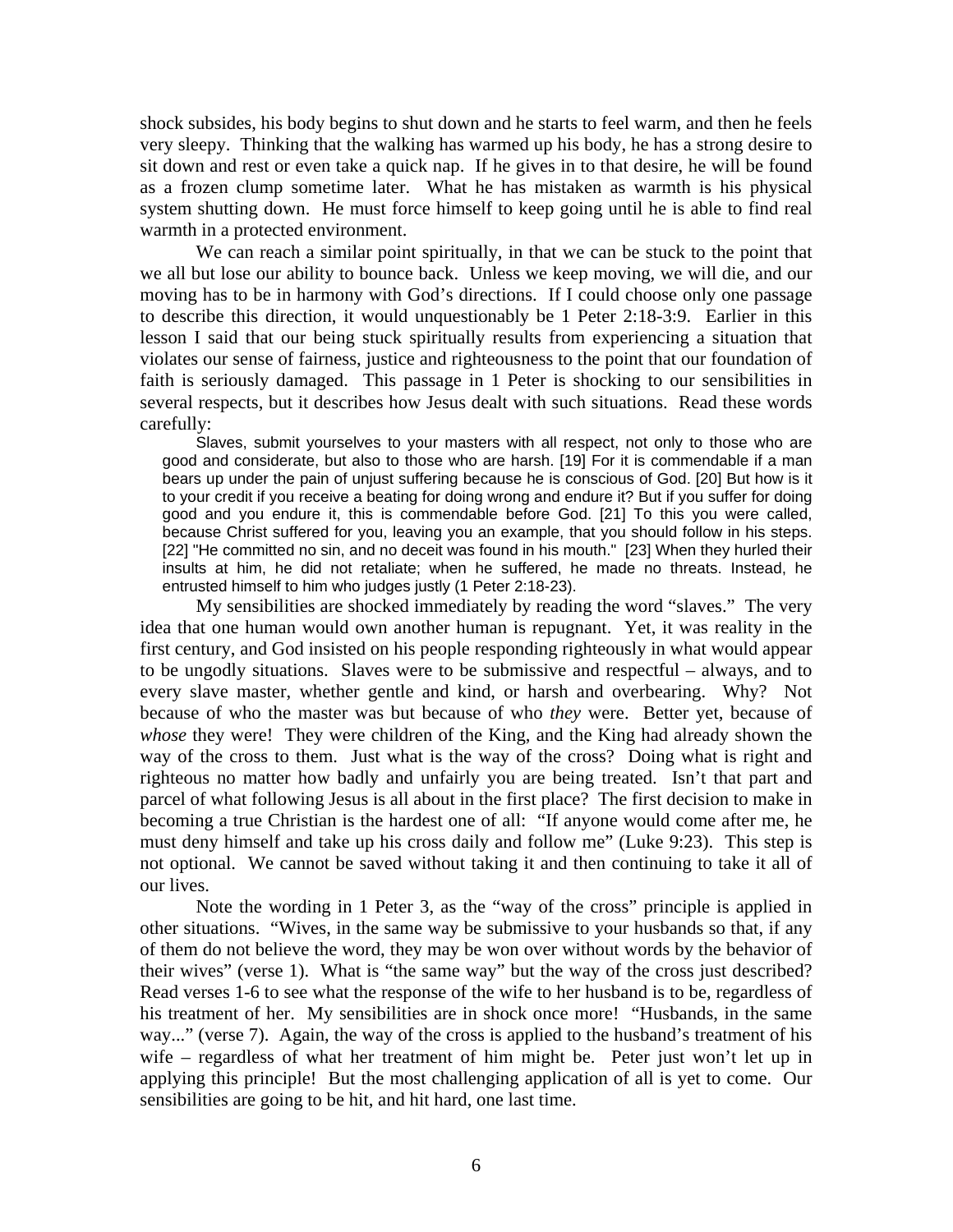shock subsides, his body begins to shut down and he starts to feel warm, and then he feels very sleepy. Thinking that the walking has warmed up his body, he has a strong desire to sit down and rest or even take a quick nap. If he gives in to that desire, he will be found as a frozen clump sometime later. What he has mistaken as warmth is his physical system shutting down. He must force himself to keep going until he is able to find real warmth in a protected environment.

We can reach a similar point spiritually, in that we can be stuck to the point that we all but lose our ability to bounce back. Unless we keep moving, we will die, and our moving has to be in harmony with God's directions. If I could choose only one passage to describe this direction, it would unquestionably be 1 Peter 2:18-3:9. Earlier in this lesson I said that our being stuck spiritually results from experiencing a situation that violates our sense of fairness, justice and righteousness to the point that our foundation of faith is seriously damaged. This passage in 1 Peter is shocking to our sensibilities in several respects, but it describes how Jesus dealt with such situations. Read these words carefully:

> Slaves, submit yourselves to your masters with all respect, not only to those who are good and considerate, but also to those who are harsh. [19] For it is commendable if a man bears up under the pain of unjust suffering because he is conscious of God. [20] But how is it to your credit if you receive a beating for doing wrong and endure it? But if you suffer for doing good and you endure it, this is commendable before God. [21] To this you were called, because Christ suffered for you, leaving you an example, that you should follow in his steps. [22] "He committed no sin, and no deceit was found in his mouth." [23] When they hurled their insults at him, he did not retaliate; when he suffered, he made no threats. Instead, he entrusted himself to him who judges justly (1 Peter 2:18-23).

My sensibilities are shocked immediately by reading the word "slaves." The very idea that one human would own another human is repugnant. Yet, it was reality in the first century, and God insisted on his people responding righteously in what would appear to be ungodly situations. Slaves were to be submissive and respectful – always, and to every slave master, whether gentle and kind, or harsh and overbearing. Why? Not because of who the master was but because of who *they* were. Better yet, because of *whose* they were! They were children of the King, and the King had already shown the way of the cross to them. Just what is the way of the cross? Doing what is right and righteous no matter how badly and unfairly you are being treated. Isn't that part and parcel of what following Jesus is all about in the first place? The first decision to make in becoming a true Christian is the hardest one of all: "If anyone would come after me, he must deny himself and take up his cross daily and follow me" (Luke 9:23). This step is not optional. We cannot be saved without taking it and then continuing to take it all of our lives.

Note the wording in 1 Peter 3, as the "way of the cross" principle is applied in other situations. "Wives, in the same way be submissive to your husbands so that, if any of them do not believe the word, they may be won over without words by the behavior of their wives" (verse 1). What is "the same way" but the way of the cross just described? Read verses 1-6 to see what the response of the wife to her husband is to be, regardless of his treatment of her. My sensibilities are in shock once more! "Husbands, in the same way..." (verse 7). Again, the way of the cross is applied to the husband's treatment of his wife – regardless of what her treatment of him might be. Peter just won't let up in applying this principle! But the most challenging application of all is yet to come. Our sensibilities are going to be hit, and hit hard, one last time.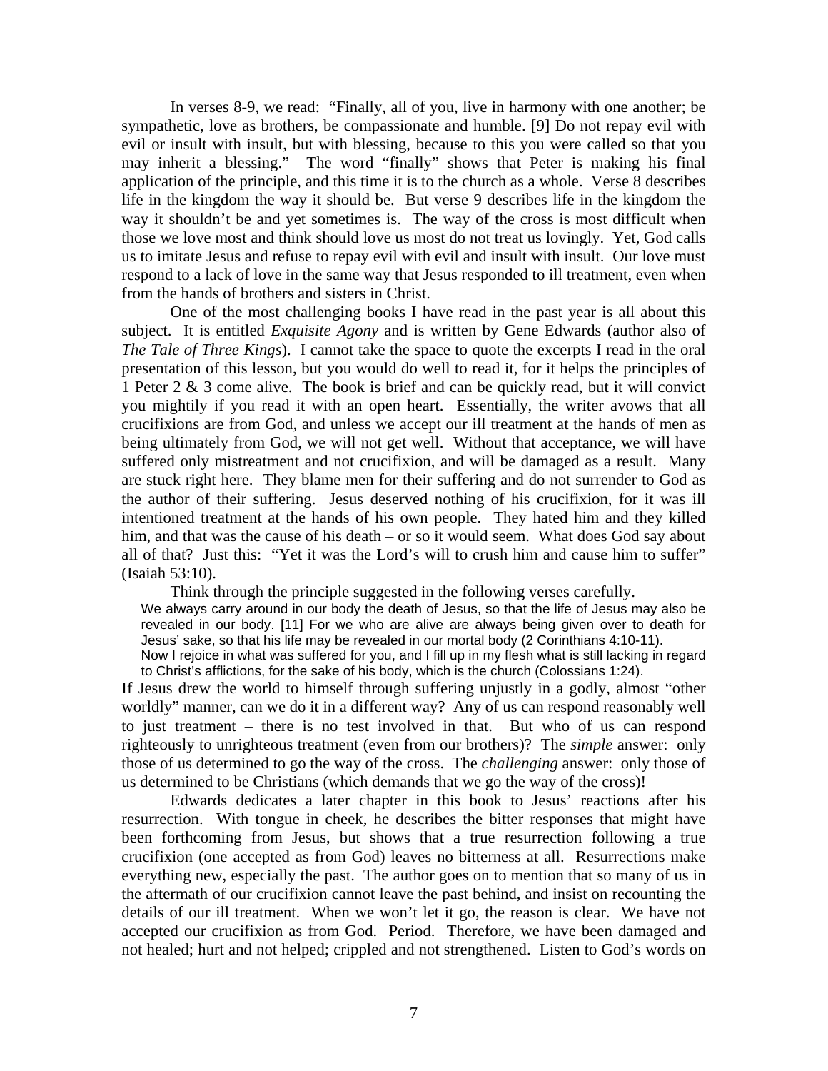In verses 8-9, we read: "Finally, all of you, live in harmony with one another; be sympathetic, love as brothers, be compassionate and humble. [9] Do not repay evil with evil or insult with insult, but with blessing, because to this you were called so that you may inherit a blessing." The word "finally" shows that Peter is making his final application of the principle, and this time it is to the church as a whole. Verse 8 describes life in the kingdom the way it should be. But verse 9 describes life in the kingdom the way it shouldn't be and yet sometimes is. The way of the cross is most difficult when those we love most and think should love us most do not treat us lovingly. Yet, God calls us to imitate Jesus and refuse to repay evil with evil and insult with insult. Our love must respond to a lack of love in the same way that Jesus responded to ill treatment, even when from the hands of brothers and sisters in Christ.

One of the most challenging books I have read in the past year is all about this subject. It is entitled *Exquisite Agony* and is written by Gene Edwards (author also of *The Tale of Three Kings*). I cannot take the space to quote the excerpts I read in the oral presentation of this lesson, but you would do well to read it, for it helps the principles of 1 Peter 2 & 3 come alive. The book is brief and can be quickly read, but it will convict you mightily if you read it with an open heart. Essentially, the writer avows that all crucifixions are from God, and unless we accept our ill treatment at the hands of men as being ultimately from God, we will not get well. Without that acceptance, we will have suffered only mistreatment and not crucifixion, and will be damaged as a result. Many are stuck right here. They blame men for their suffering and do not surrender to God as the author of their suffering. Jesus deserved nothing of his crucifixion, for it was ill intentioned treatment at the hands of his own people. They hated him and they killed him, and that was the cause of his death – or so it would seem. What does God say about all of that? Just this: "Yet it was the Lord's will to crush him and cause him to suffer" (Isaiah 53:10).

Think through the principle suggested in the following verses carefully.

> We always carry around in our body the death of Jesus, so that the life of Jesus may also be revealed in our body. [11] For we who are alive are always being given over to death for Jesus' sake, so that his life may be revealed in our mortal body (2 Corinthians 4:10-11).
>
> Now I rejoice in what was suffered for you, and I fill up in my flesh what is still lacking in regard to Christ's afflictions, for the sake of his body, which is the church (Colossians 1:24).

If Jesus drew the world to himself through suffering unjustly in a godly, almost "other worldly" manner, can we do it in a different way? Any of us can respond reasonably well to just treatment – there is no test involved in that. But who of us can respond righteously to unrighteous treatment (even from our brothers)? The *simple* answer: only those of us determined to go the way of the cross. The *challenging* answer: only those of us determined to be Christians (which demands that we go the way of the cross)!

Edwards dedicates a later chapter in this book to Jesus' reactions after his resurrection. With tongue in cheek, he describes the bitter responses that might have been forthcoming from Jesus, but shows that a true resurrection following a true crucifixion (one accepted as from God) leaves no bitterness at all. Resurrections make everything new, especially the past. The author goes on to mention that so many of us in the aftermath of our crucifixion cannot leave the past behind, and insist on recounting the details of our ill treatment. When we won't let it go, the reason is clear. We have not accepted our crucifixion as from God. Period. Therefore, we have been damaged and not healed; hurt and not helped; crippled and not strengthened. Listen to God's words on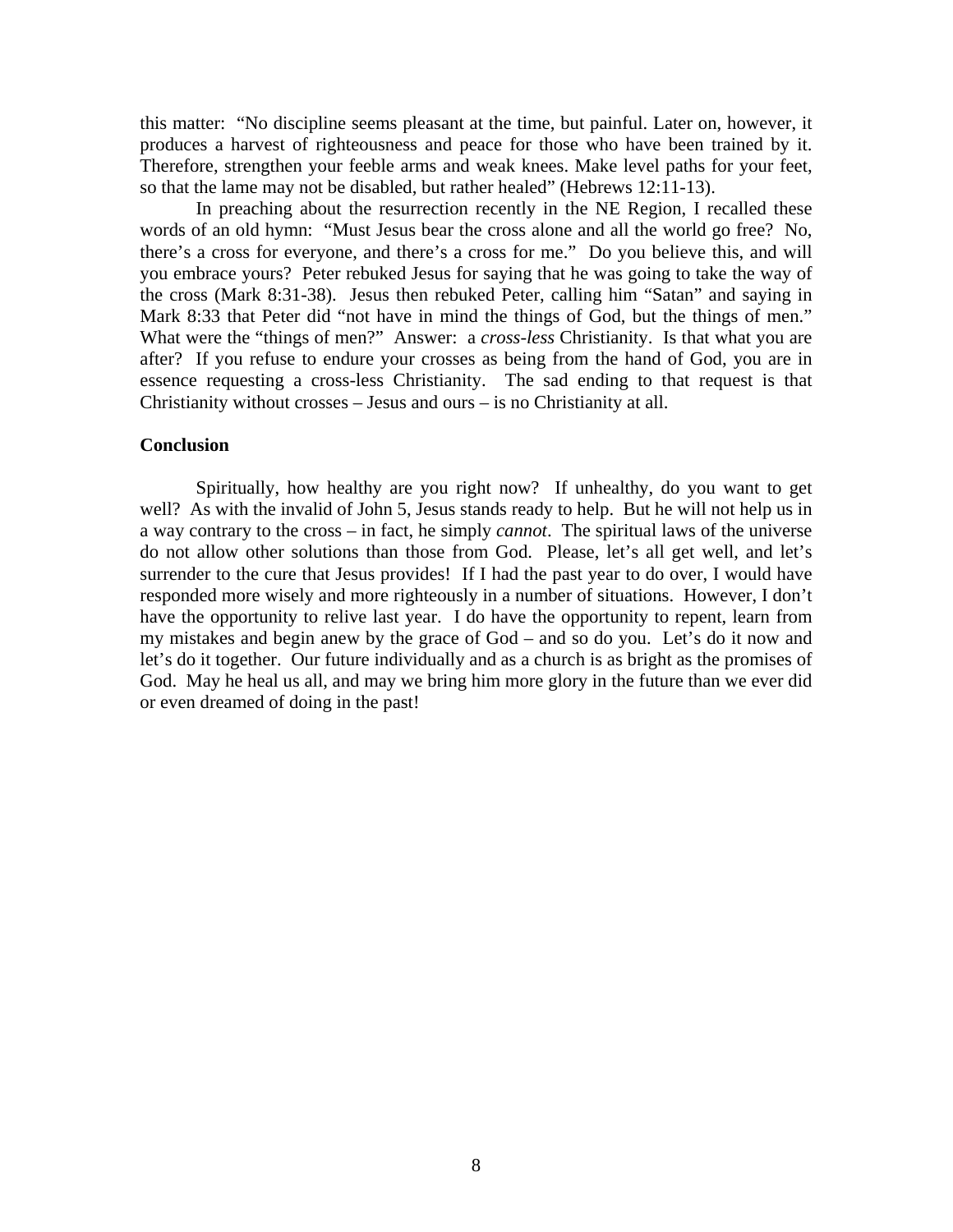this matter: "No discipline seems pleasant at the time, but painful. Later on, however, it produces a harvest of righteousness and peace for those who have been trained by it. Therefore, strengthen your feeble arms and weak knees. Make level paths for your feet, so that the lame may not be disabled, but rather healed" (Hebrews 12:11-13).

In preaching about the resurrection recently in the NE Region, I recalled these words of an old hymn: "Must Jesus bear the cross alone and all the world go free? No, there's a cross for everyone, and there's a cross for me." Do you believe this, and will you embrace yours? Peter rebuked Jesus for saying that he was going to take the way of the cross (Mark 8:31-38). Jesus then rebuked Peter, calling him "Satan" and saying in Mark 8:33 that Peter did "not have in mind the things of God, but the things of men." What were the "things of men?" Answer: a *cross-less* Christianity. Is that what you are after? If you refuse to endure your crosses as being from the hand of God, you are in essence requesting a cross-less Christianity. The sad ending to that request is that Christianity without crosses – Jesus and ours – is no Christianity at all.

**Conclusion**

Spiritually, how healthy are you right now? If unhealthy, do you want to get well? As with the invalid of John 5, Jesus stands ready to help. But he will not help us in a way contrary to the cross – in fact, he simply *cannot*. The spiritual laws of the universe do not allow other solutions than those from God. Please, let's all get well, and let's surrender to the cure that Jesus provides! If I had the past year to do over, I would have responded more wisely and more righteously in a number of situations. However, I don't have the opportunity to relive last year. I do have the opportunity to repent, learn from my mistakes and begin anew by the grace of God – and so do you. Let's do it now and let's do it together. Our future individually and as a church is as bright as the promises of God. May he heal us all, and may we bring him more glory in the future than we ever did or even dreamed of doing in the past!